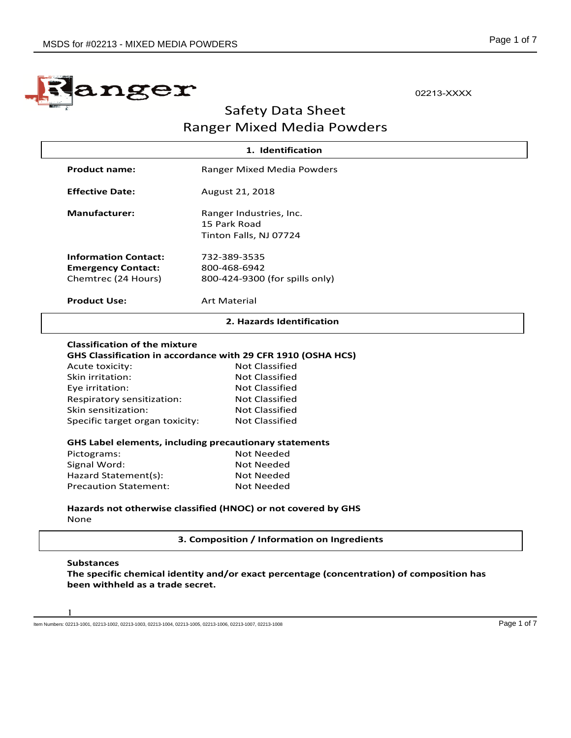Ranger

02213-XXXX

# Safety Data Sheet
# Ranger Mixed Media Powders

## 1. Identification

| | |
|---|---|
| **Product name:** | Ranger Mixed Media Powders |
| **Effective Date:** | August 21, 2018 |
| **Manufacturer:** | Ranger Industries, Inc.<br>15 Park Road<br>Tinton Falls, NJ 07724 |
| **Information Contact:** | 732-389-3535 |
| **Emergency Contact:** | 800-468-6942 |
| Chemtrec (24 Hours) | 800-424-9300 (for spills only) |
| **Product Use:** | Art Material |

## 2. Hazards Identification

**Classification of the mixture**
**GHS Classification in accordance with 29 CFR 1910 (OSHA HCS)**

| | |
|---|---|
| Acute toxicity: | Not Classified |
| Skin irritation: | Not Classified |
| Eye irritation: | Not Classified |
| Respiratory sensitization: | Not Classified |
| Skin sensitization: | Not Classified |
| Specific target organ toxicity: | Not Classified |

**GHS Label elements, including precautionary statements**

| | |
|---|---|
| Pictograms: | Not Needed |
| Signal Word: | Not Needed |
| Hazard Statement(s): | Not Needed |
| Precaution Statement: | Not Needed |

**Hazards not otherwise classified (HNOC) or not covered by GHS**
None

## 3. Composition / Information on Ingredients

**Substances**
**The specific chemical identity and/or exact percentage (concentration) of composition has been withheld as a trade secret.**

Item Numbers: 02213-1001, 02213-1002, 02213-1003, 02213-1004, 02213-1005, 02213-1006, 02213-1007, 02213-1008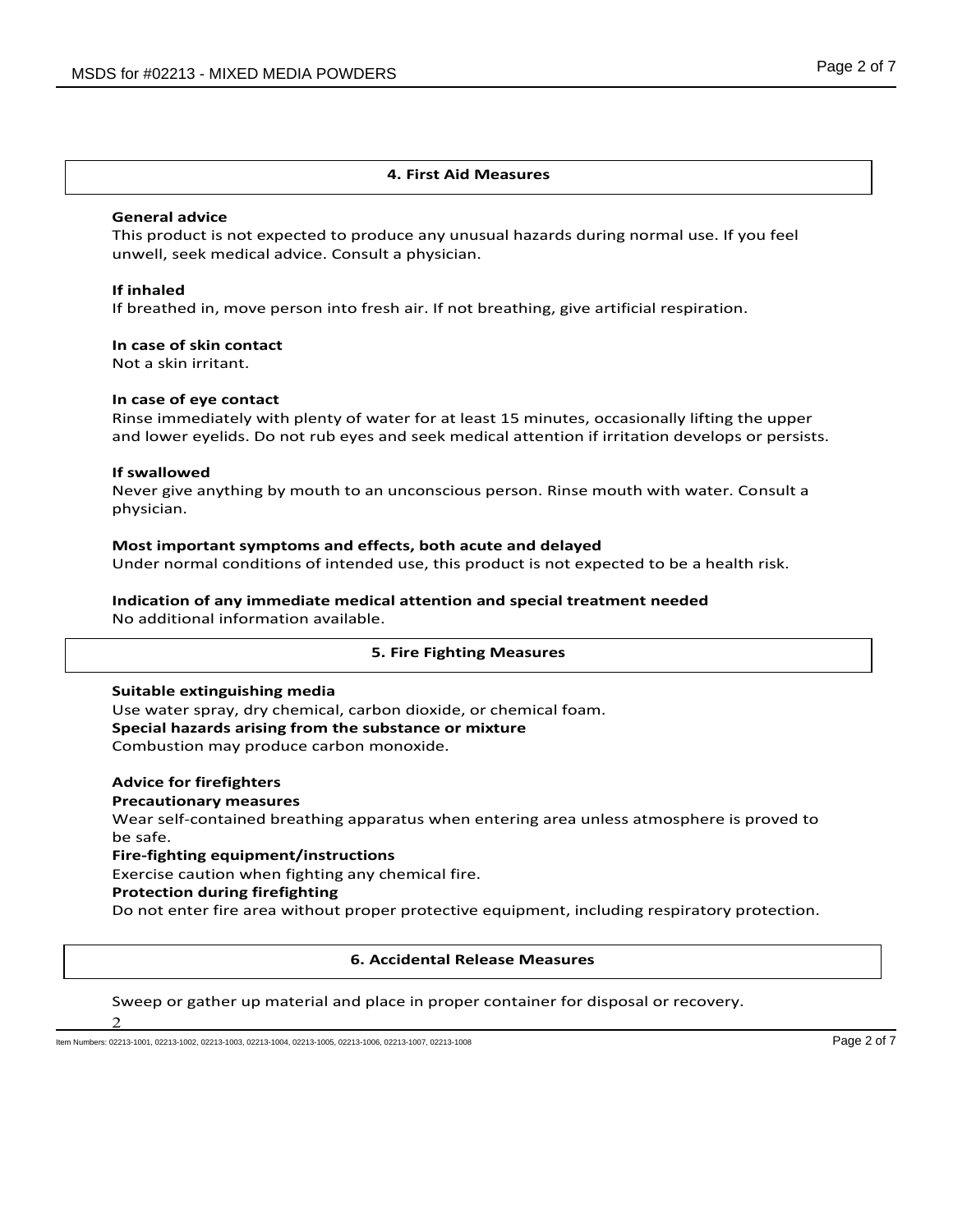## 4. First Aid Measures

**General advice**

This product is not expected to produce any unusual hazards during normal use. If you feel unwell, seek medical advice. Consult a physician.

**If inhaled**

If breathed in, move person into fresh air. If not breathing, give artificial respiration.

**In case of skin contact**

Not a skin irritant.

**In case of eye contact**

Rinse immediately with plenty of water for at least 15 minutes, occasionally lifting the upper and lower eyelids. Do not rub eyes and seek medical attention if irritation develops or persists.

**If swallowed**

Never give anything by mouth to an unconscious person. Rinse mouth with water. Consult a physician.

**Most important symptoms and effects, both acute and delayed**

Under normal conditions of intended use, this product is not expected to be a health risk.

**Indication of any immediate medical attention and special treatment needed**

No additional information available.

## 5. Fire Fighting Measures

**Suitable extinguishing media**

Use water spray, dry chemical, carbon dioxide, or chemical foam.

**Special hazards arising from the substance or mixture**

Combustion may produce carbon monoxide.

**Advice for firefighters**

**Precautionary measures**

Wear self-contained breathing apparatus when entering area unless atmosphere is proved to be safe.

**Fire-fighting equipment/instructions**

Exercise caution when fighting any chemical fire.

**Protection during firefighting**

Do not enter fire area without proper protective equipment, including respiratory protection.

## 6. Accidental Release Measures

Sweep or gather up material and place in proper container for disposal or recovery.

Item Numbers: 02213-1001, 02213-1002, 02213-1003, 02213-1004, 02213-1005, 02213-1006, 02213-1007, 02213-1008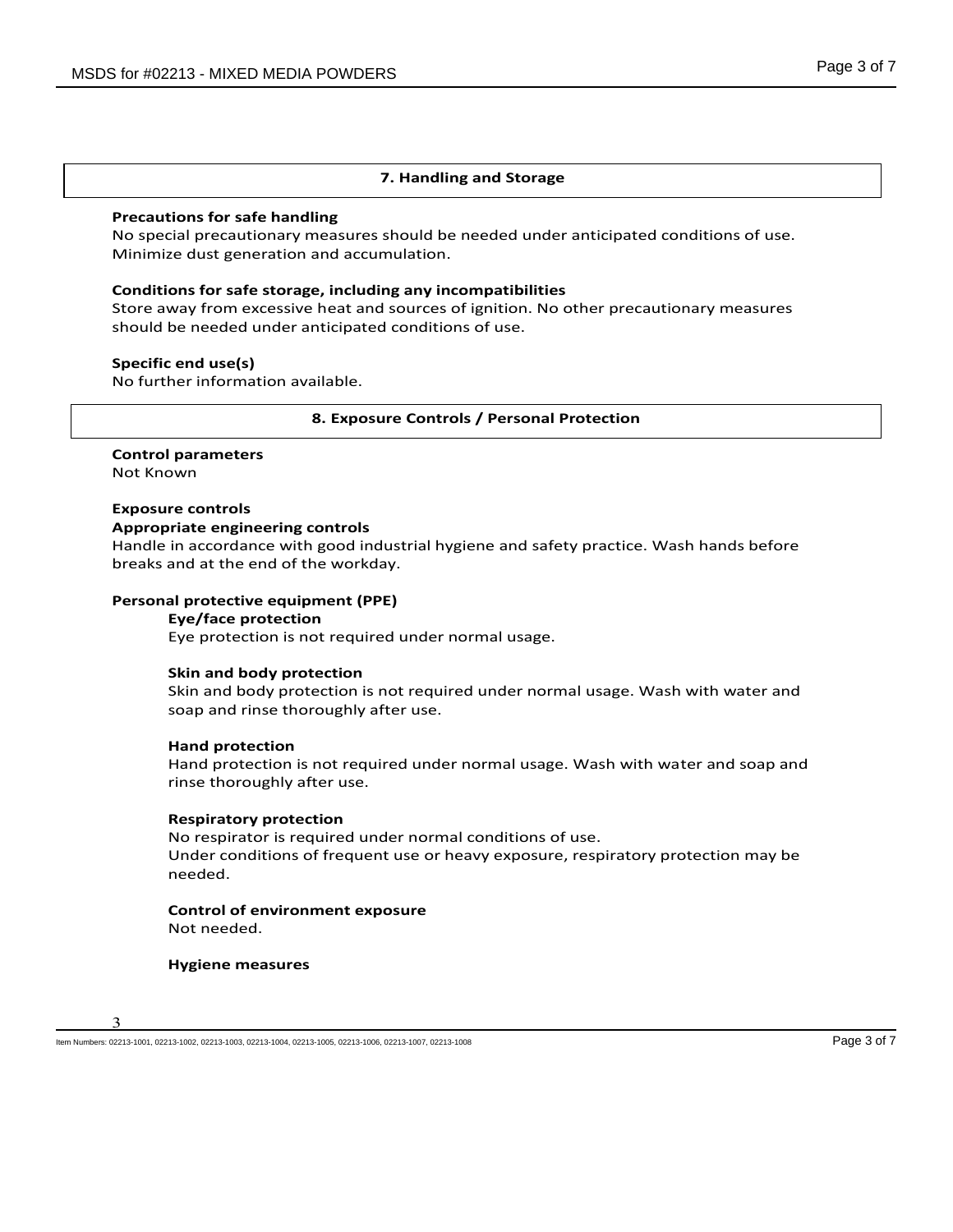## 7. Handling and Storage

**Precautions for safe handling**

No special precautionary measures should be needed under anticipated conditions of use. Minimize dust generation and accumulation.

**Conditions for safe storage, including any incompatibilities**

Store away from excessive heat and sources of ignition. No other precautionary measures should be needed under anticipated conditions of use.

**Specific end use(s)**

No further information available.

## 8. Exposure Controls / Personal Protection

**Control parameters**

Not Known

**Exposure controls**

**Appropriate engineering controls**

Handle in accordance with good industrial hygiene and safety practice. Wash hands before breaks and at the end of the workday.

**Personal protective equipment (PPE)**

**Eye/face protection**

Eye protection is not required under normal usage.

**Skin and body protection**

Skin and body protection is not required under normal usage. Wash with water and soap and rinse thoroughly after use.

**Hand protection**

Hand protection is not required under normal usage. Wash with water and soap and rinse thoroughly after use.

**Respiratory protection**

No respirator is required under normal conditions of use.
Under conditions of frequent use or heavy exposure, respiratory protection may be needed.

**Control of environment exposure**

Not needed.

**Hygiene measures**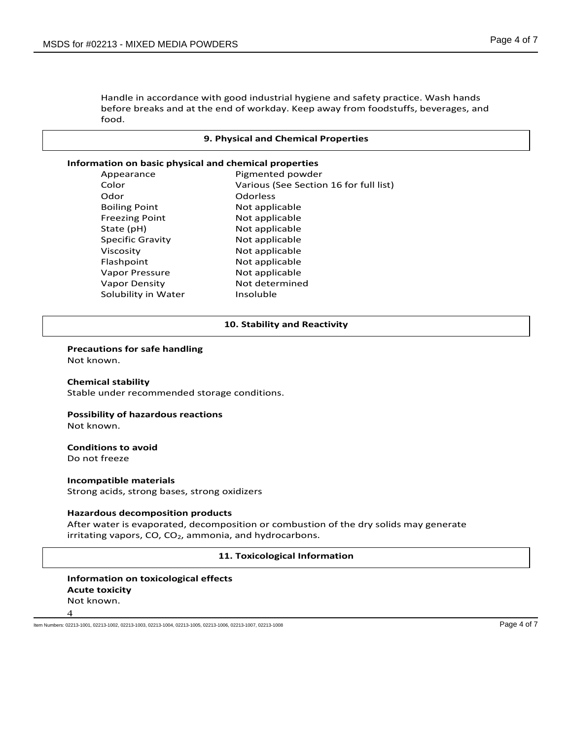Handle in accordance with good industrial hygiene and safety practice. Wash hands before breaks and at the end of workday. Keep away from foodstuffs, beverages, and food.

## 9. Physical and Chemical Properties

**Information on basic physical and chemical properties**

| | |
|---|---|
| Appearance | Pigmented powder |
| Color | Various (See Section 16 for full list) |
| Odor | Odorless |
| Boiling Point | Not applicable |
| Freezing Point | Not applicable |
| State (pH) | Not applicable |
| Specific Gravity | Not applicable |
| Viscosity | Not applicable |
| Flashpoint | Not applicable |
| Vapor Pressure | Not applicable |
| Vapor Density | Not determined |
| Solubility in Water | Insoluble |

## 10. Stability and Reactivity

**Precautions for safe handling**
Not known.

**Chemical stability**
Stable under recommended storage conditions.

**Possibility of hazardous reactions**
Not known.

**Conditions to avoid**
Do not freeze

**Incompatible materials**
Strong acids, strong bases, strong oxidizers

**Hazardous decomposition products**
After water is evaporated, decomposition or combustion of the dry solids may generate irritating vapors, CO, $CO_2$, ammonia, and hydrocarbons.

## 11. Toxicological Information

**Information on toxicological effects**
**Acute toxicity**
Not known.

Item Numbers: 02213-1001, 02213-1002, 02213-1003, 02213-1004, 02213-1005, 02213-1006, 02213-1007, 02213-1008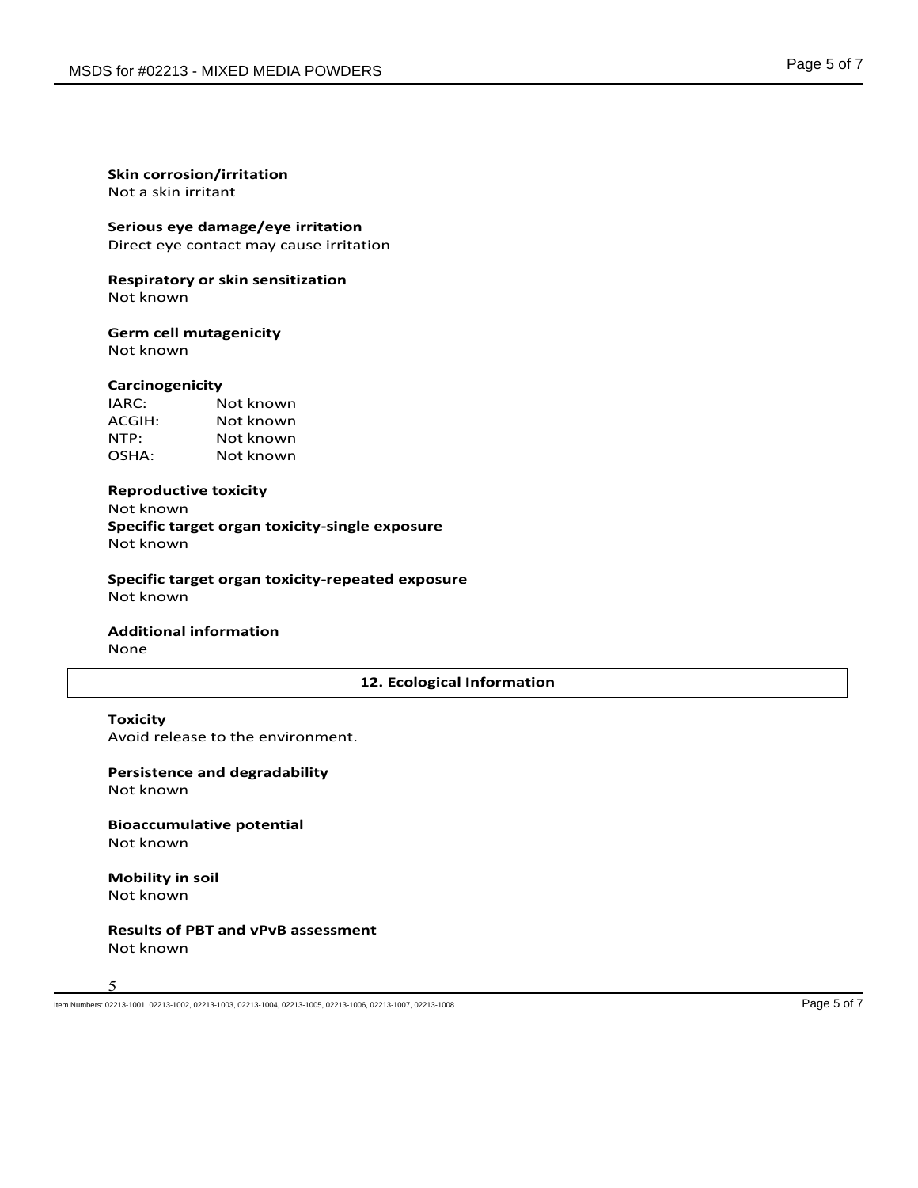**Skin corrosion/irritation**
Not a skin irritant

**Serious eye damage/eye irritation**
Direct eye contact may cause irritation

**Respiratory or skin sensitization**
Not known

**Germ cell mutagenicity**
Not known

**Carcinogenicity**

| | |
|---|---|
| IARC: | Not known |
| ACGIH: | Not known |
| NTP: | Not known |
| OSHA: | Not known |

**Reproductive toxicity**
Not known

**Specific target organ toxicity-single exposure**
Not known

**Specific target organ toxicity-repeated exposure**
Not known

**Additional information**
None

## 12. Ecological Information

**Toxicity**
Avoid release to the environment.

**Persistence and degradability**
Not known

**Bioaccumulative potential**
Not known

**Mobility in soil**
Not known

**Results of PBT and vPvB assessment**
Not known

Item Numbers: 02213-1001, 02213-1002, 02213-1003, 02213-1004, 02213-1005, 02213-1006, 02213-1007, 02213-1008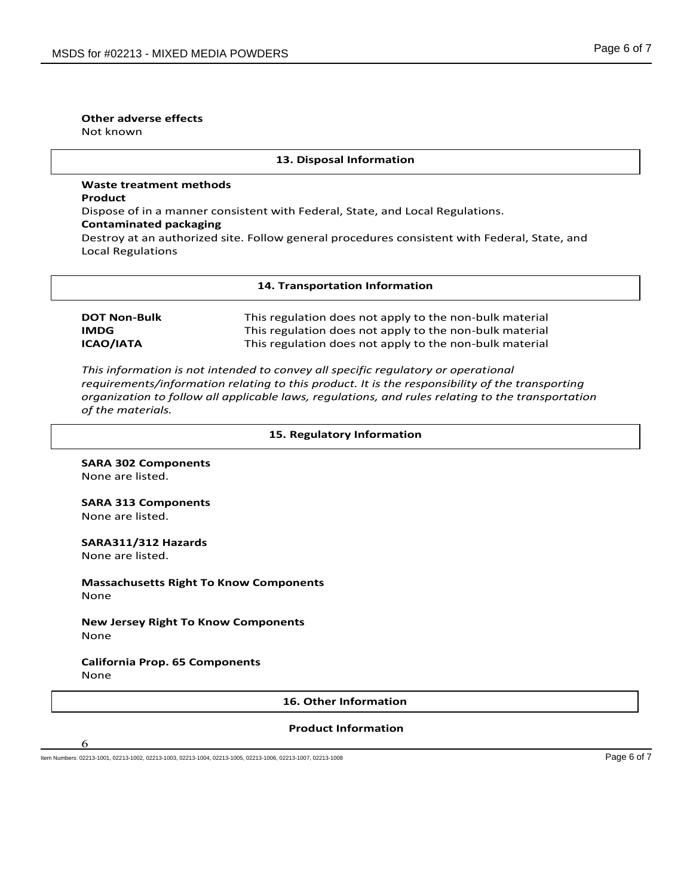**Other adverse effects**
Not known

## 13. Disposal Information

**Waste treatment methods**
**Product**
Dispose of in a manner consistent with Federal, State, and Local Regulations.
**Contaminated packaging**
Destroy at an authorized site. Follow general procedures consistent with Federal, State, and Local Regulations

## 14. Transportation Information

| | |
|---|---|
| **DOT Non-Bulk** | This regulation does not apply to the non-bulk material |
| **IMDG** | This regulation does not apply to the non-bulk material |
| **ICAO/IATA** | This regulation does not apply to the non-bulk material |

*This information is not intended to convey all specific regulatory or operational requirements/information relating to this product. It is the responsibility of the transporting organization to follow all applicable laws, regulations, and rules relating to the transportation of the materials.*

## 15. Regulatory Information

**SARA 302 Components**
None are listed.

**SARA 313 Components**
None are listed.

**SARA311/312 Hazards**
None are listed.

**Massachusetts Right To Know Components**
None

**New Jersey Right To Know Components**
None

**California Prop. 65 Components**
None

## 16. Other Information

### Product Information

Item Numbers: 02213-1001, 02213-1002, 02213-1003, 02213-1004, 02213-1005, 02213-1006, 02213-1007, 02213-1008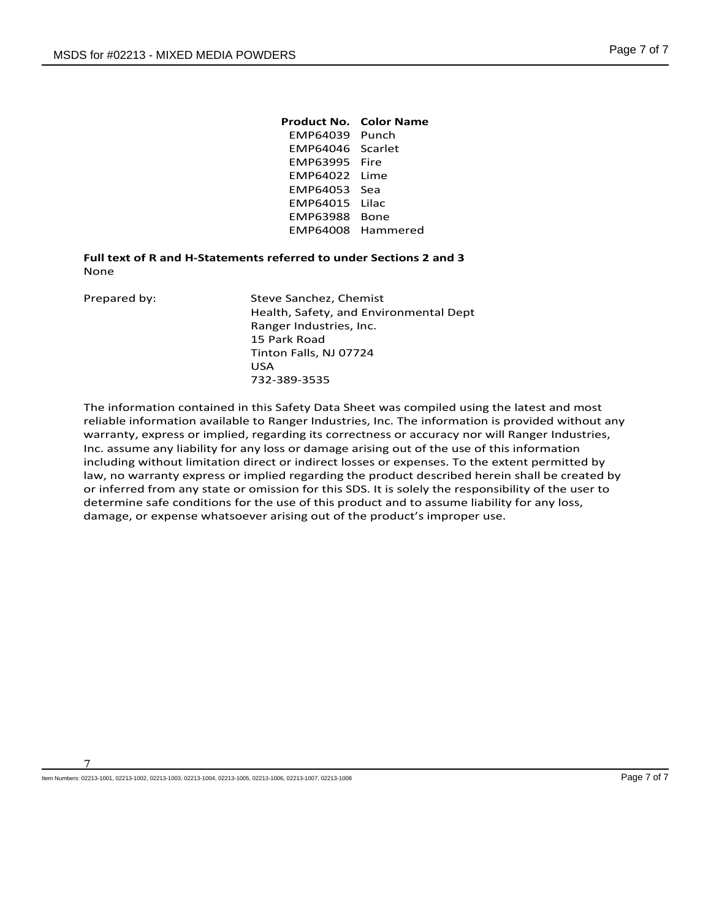| Product No. | Color Name |
| --- | --- |
| EMP64039 | Punch |
| EMP64046 | Scarlet |
| EMP63995 | Fire |
| EMP64022 | Lime |
| EMP64053 | Sea |
| EMP64015 | Lilac |
| EMP63988 | Bone |
| EMP64008 | Hammered |

**Full text of R and H-Statements referred to under Sections 2 and 3**
None

Prepared by: Steve Sanchez, Chemist
Health, Safety, and Environmental Dept
Ranger Industries, Inc.
15 Park Road
Tinton Falls, NJ 07724
USA
732-389-3535

The information contained in this Safety Data Sheet was compiled using the latest and most reliable information available to Ranger Industries, Inc. The information is provided without any warranty, express or implied, regarding its correctness or accuracy nor will Ranger Industries, Inc. assume any liability for any loss or damage arising out of the use of this information including without limitation direct or indirect losses or expenses. To the extent permitted by law, no warranty express or implied regarding the product described herein shall be created by or inferred from any state or omission for this SDS. It is solely the responsibility of the user to determine safe conditions for the use of this product and to assume liability for any loss, damage, or expense whatsoever arising out of the product's improper use.

Item Numbers: 02213-1001, 02213-1002, 02213-1003, 02213-1004, 02213-1005, 02213-1006, 02213-1007, 02213-1008